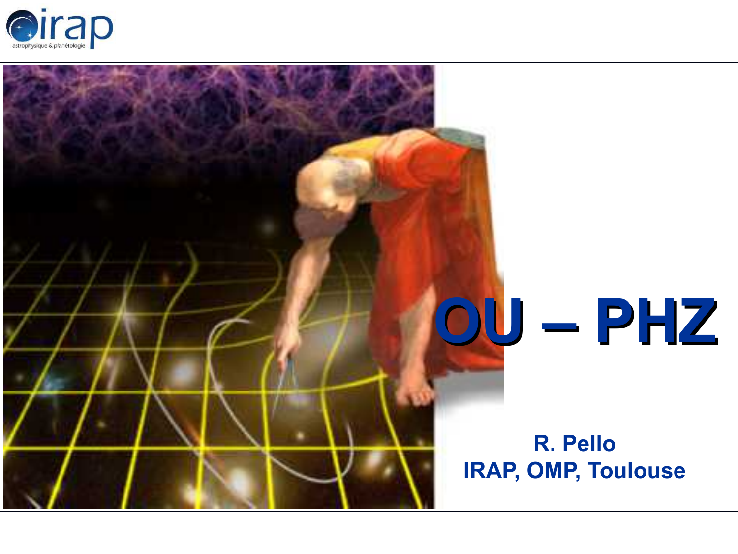# OU – PHZ

**R. Pello**
**IRAP, OMP, Toulouse**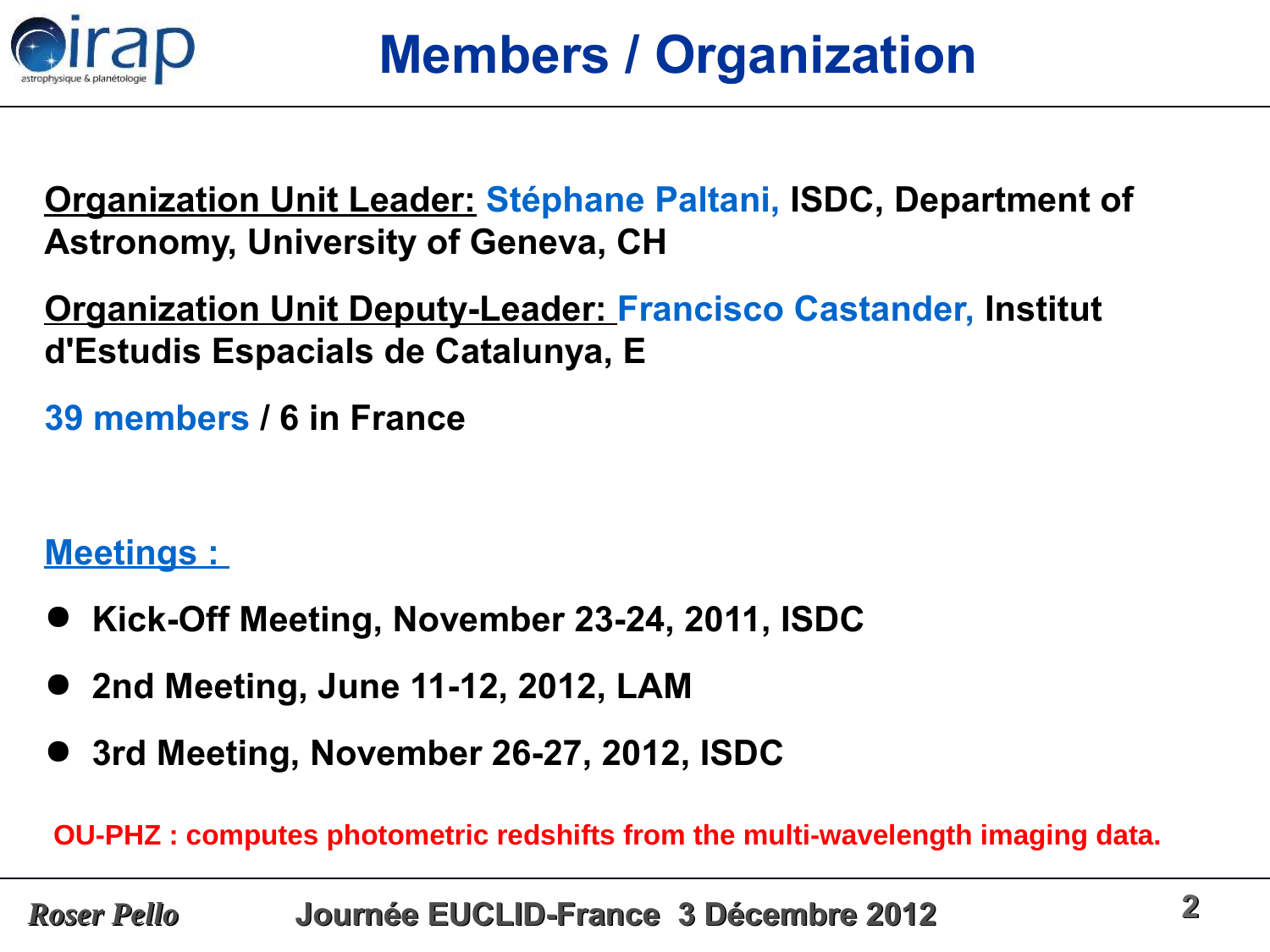# Members / Organization

**Organization Unit Leader: Stéphane Paltani, ISDC, Department of Astronomy, University of Geneva, CH**

**Organization Unit Deputy-Leader: Francisco Castander, Institut d'Estudis Espacials de Catalunya, E**

**39 members / 6 in France**

**Meetings :**

- **Kick-Off Meeting, November 23-24, 2011, ISDC**
- **2nd Meeting, June 11-12, 2012, LAM**
- **3rd Meeting, November 26-27, 2012, ISDC**

**OU-PHZ : computes photometric redshifts from the multi-wavelength imaging data.**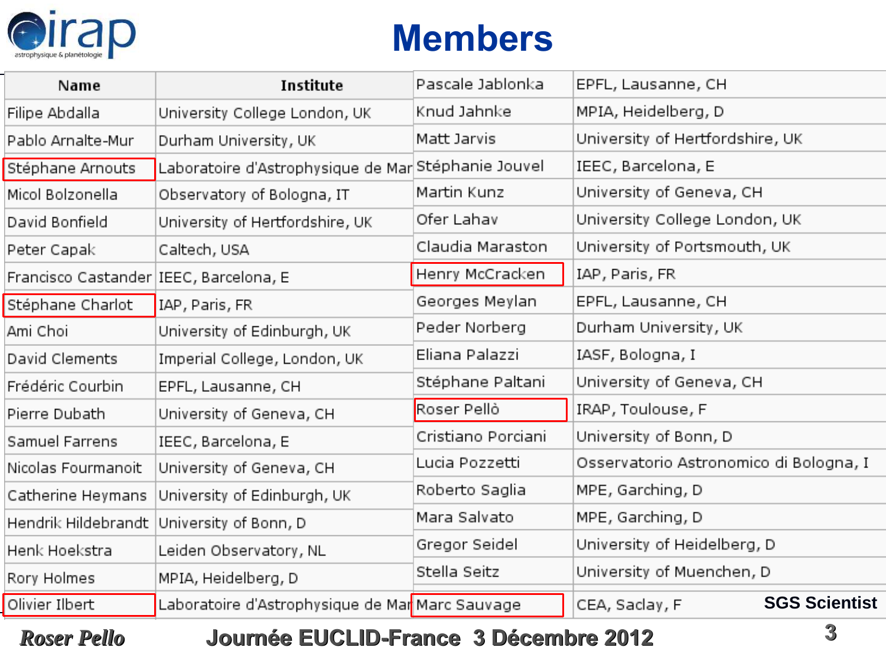# Members

| Name | Institute |
|---|---|
| Filipe Abdalla | University College London, UK |
| Pablo Arnalte-Mur | Durham University, UK |
| Stéphane Arnouts | Laboratoire d'Astrophysique de Mar |
| Micol Bolzonella | Observatory of Bologna, IT |
| David Bonfield | University of Hertfordshire, UK |
| Peter Capak | Caltech, USA |
| Francisco Castander | IEEC, Barcelona, E |
| Stéphane Charlot | IAP, Paris, FR |
| Ami Choi | University of Edinburgh, UK |
| David Clements | Imperial College, London, UK |
| Frédéric Courbin | EPFL, Lausanne, CH |
| Pierre Dubath | University of Geneva, CH |
| Samuel Farrens | IEEC, Barcelona, E |
| Nicolas Fourmanoit | University of Geneva, CH |
| Catherine Heymans | University of Edinburgh, UK |
| Hendrik Hildebrandt | University of Bonn, D |
| Henk Hoekstra | Leiden Observatory, NL |
| Rory Holmes | MPIA, Heidelberg, D |
| Olivier Ilbert | Laboratoire d'Astrophysique de Mar |
| Pascale Jablonka | EPFL, Lausanne, CH |
| Knud Jahnke | MPIA, Heidelberg, D |
| Matt Jarvis | University of Hertfordshire, UK |
| Stéphanie Jouvel | IEEC, Barcelona, E |
| Martin Kunz | University of Geneva, CH |
| Ofer Lahav | University College London, UK |
| Claudia Maraston | University of Portsmouth, UK |
| Henry McCracken | IAP, Paris, FR |
| Georges Meylan | EPFL, Lausanne, CH |
| Peder Norberg | Durham University, UK |
| Eliana Palazzi | IASF, Bologna, I |
| Stéphane Paltani | University of Geneva, CH |
| Roser Pellò | IRAP, Toulouse, F |
| Cristiano Porciani | University of Bonn, D |
| Lucia Pozzetti | Osservatorio Astronomico di Bologna, I |
| Roberto Saglia | MPE, Garching, D |
| Mara Salvato | MPE, Garching, D |
| Gregor Seidel | University of Heidelberg, D |
| Stella Seitz | University of Muenchen, D |
| Marc Sauvage | CEA, Saclay, F |

SGS Scientist

*Roser Pello* **Journée EUCLID-France 3 Décembre 2012**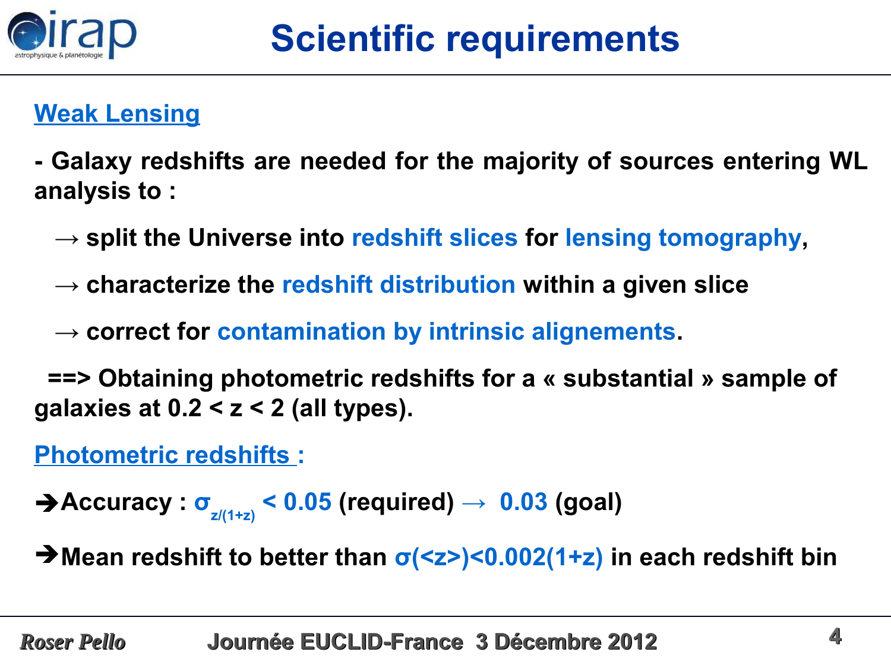# Scientific requirements

## Weak Lensing

**- Galaxy redshifts are needed for the majority of sources entering WL analysis to :**

**→ split the Universe into redshift slices for lensing tomography,**

**→ characterize the redshift distribution within a given slice**

**→ correct for contamination by intrinsic alignements.**

**==> Obtaining photometric redshifts for a « substantial » sample of galaxies at $0.2 < z < 2$ (all types).**

## Photometric redshifts :

**➔Accuracy : $\sigma_{z/(1+z)} < 0.05$ (required) → 0.03 (goal)**

**➔Mean redshift to better than $\sigma(<z>) < 0.002(1+z)$ in each redshift bin**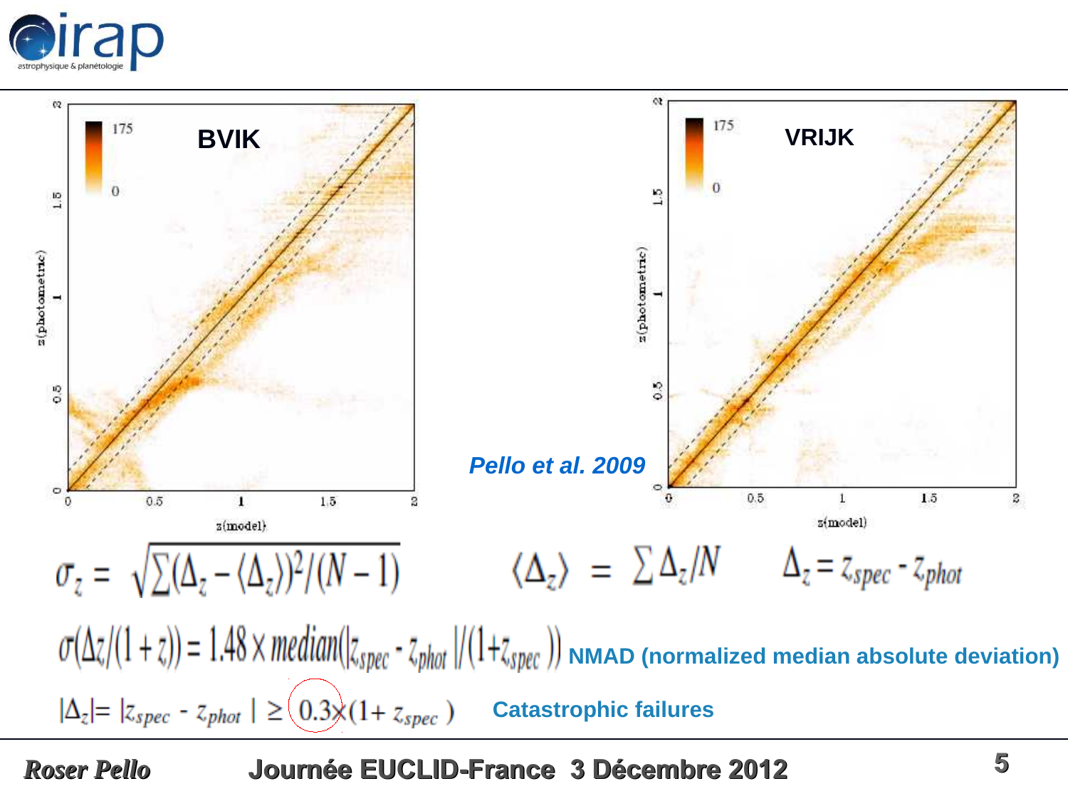BVIK

VRIJK

*Pello et al. 2009*

$$\sigma_z = \sqrt{\sum(\Delta_z - \langle\Delta_z\rangle)^2/(N-1)} \qquad \langle\Delta_z\rangle = \sum \Delta_z/N \qquad \Delta_z = z_{spec} - z_{phot}$$

$$\sigma(\Delta z/(1+z)) = 1.48 \times median(|z_{spec} - z_{phot}|/(1+z_{spec}))$$ **NMAD (normalized median absolute deviation)**

$$|\Delta_z| = |z_{spec} - z_{phot}| \geq 0.3 \times (1 + z_{spec})$$ **Catastrophic failures**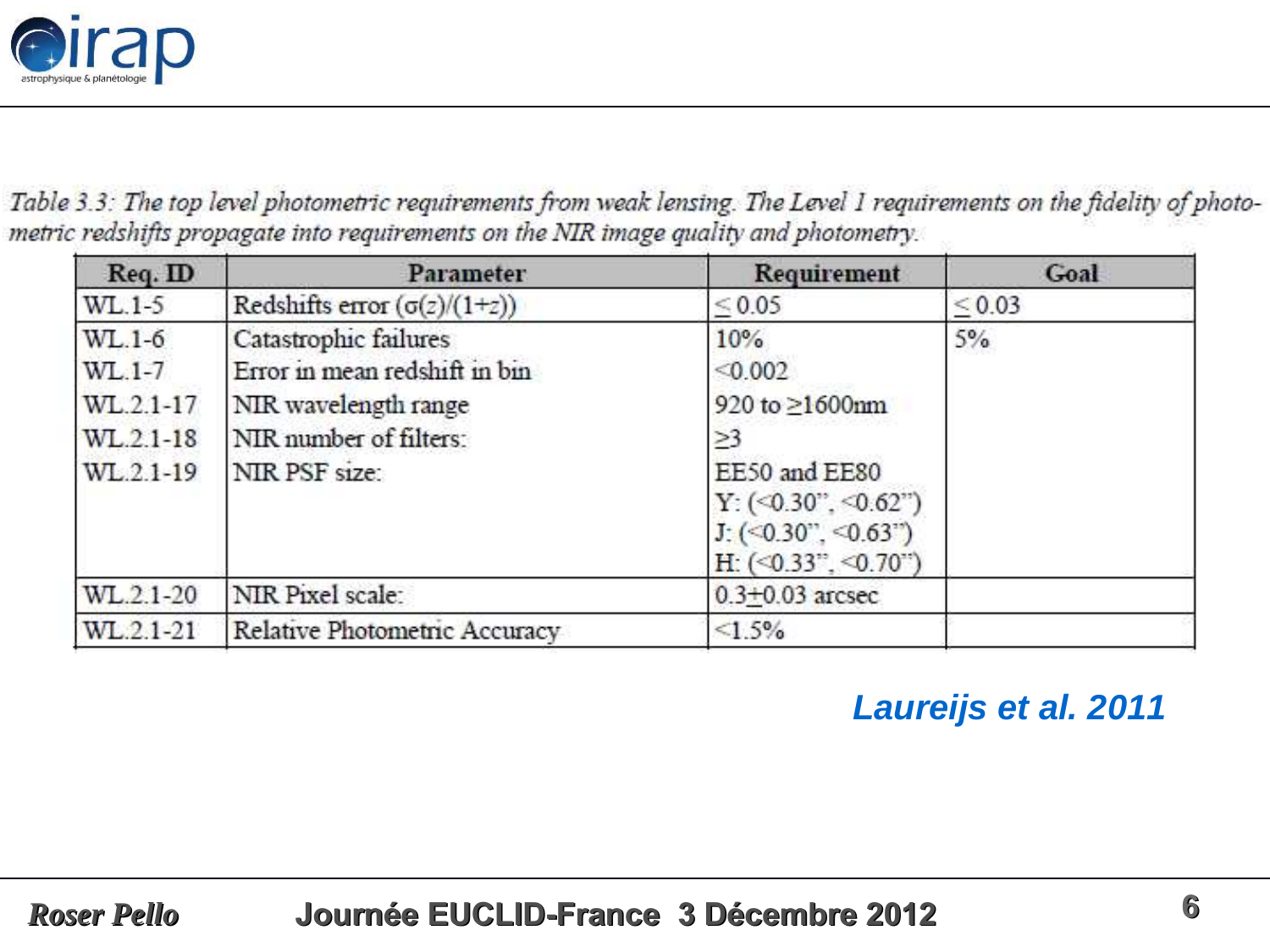*Table 3.3: The top level photometric requirements from weak lensing. The Level 1 requirements on the fidelity of photometric redshifts propagate into requirements on the NIR image quality and photometry.*

| Req. ID | Parameter | Requirement | Goal |
|---|---|---|---|
| WL.1-5 | Redshifts error ($\sigma(z)/(1+z)$) | $\leq 0.05$ | $\leq 0.03$ |
| WL.1-6 | Catastrophic failures | 10% | 5% |
| WL.1-7 | Error in mean redshift in bin | <0.002 | |
| WL.2.1-17 | NIR wavelength range | 920 to ≥1600nm | |
| WL.2.1-18 | NIR number of filters: | ≥3 | |
| WL.2.1-19 | NIR PSF size: | EE50 and EE80<br>Y: (<0.30", <0.62")<br>J: (<0.30", <0.63")<br>H: (<0.33", <0.70") | |
| WL.2.1-20 | NIR Pixel scale: | 0.3±0.03 arcsec | |
| WL.2.1-21 | Relative Photometric Accuracy | <1.5% | |

***Laureijs et al. 2011***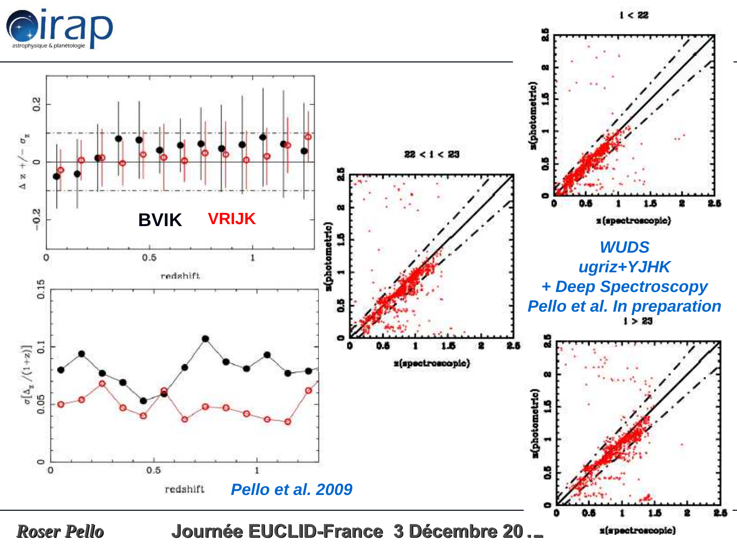BVIK VRIJK

Pello et al. 2009

WUDS
ugriz+YJHK
+ Deep Spectroscopy
Pello et al. In preparation

$i < 22$

$22 < i < 23$

$i > 23$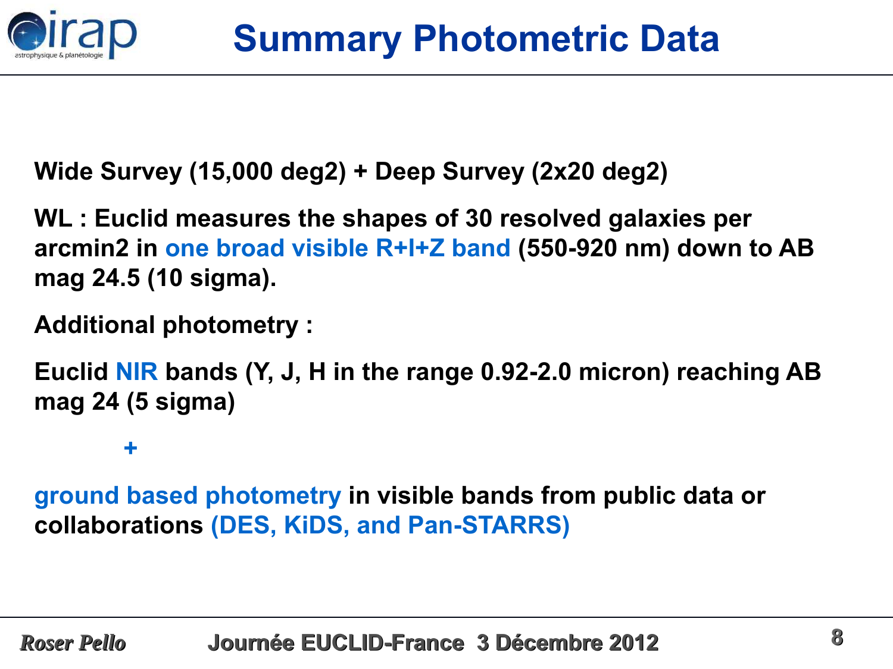# Summary Photometric Data

**Wide Survey (15,000 deg2) + Deep Survey (2x20 deg2)**

**WL : Euclid measures the shapes of 30 resolved galaxies per arcmin2 in one broad visible R+I+Z band (550-920 nm) down to AB mag 24.5 (10 sigma).**

**Additional photometry :**

**Euclid NIR bands (Y, J, H in the range 0.92-2.0 micron) reaching AB mag 24 (5 sigma)**

**+**

**ground based photometry in visible bands from public data or collaborations (DES, KiDS, and Pan-STARRS)**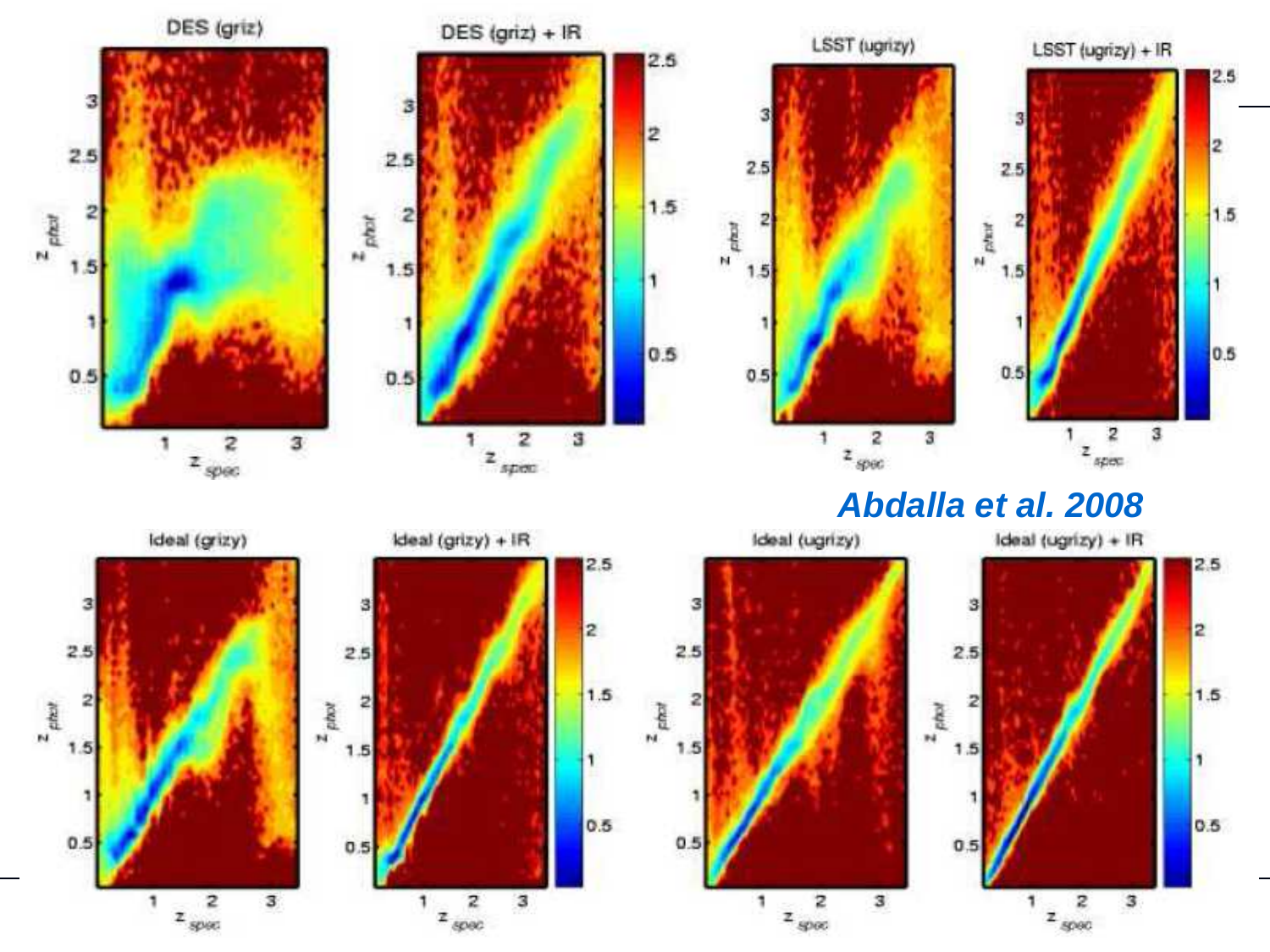***Abdalla et al. 2008***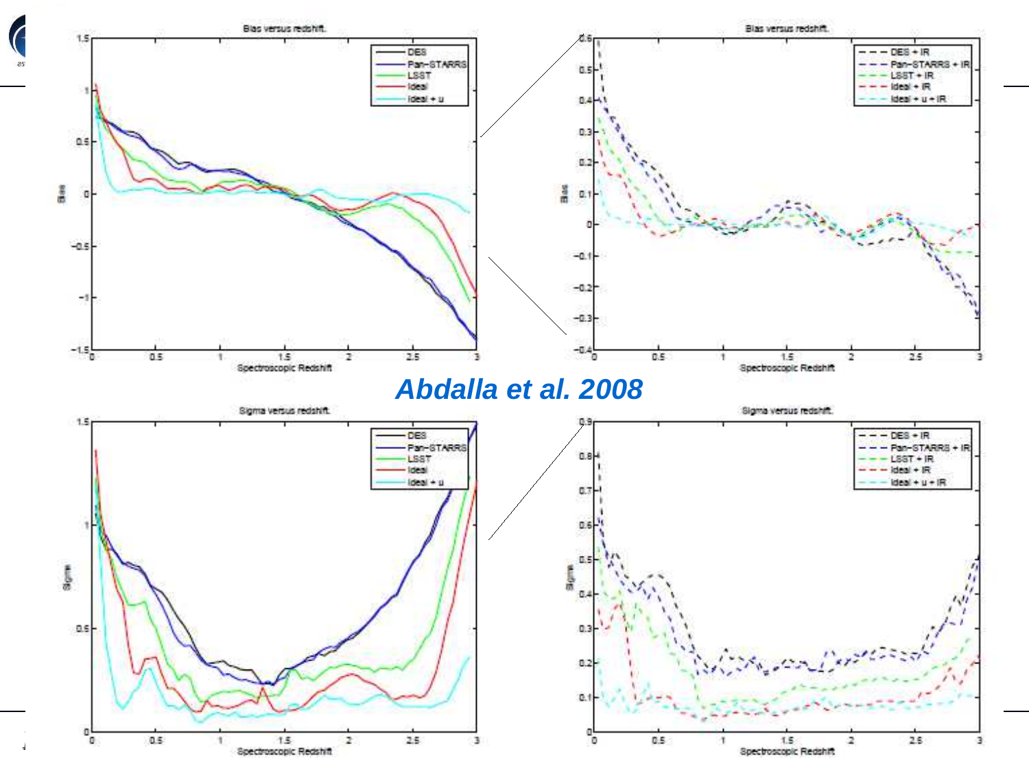**Abdalla et al. 2008**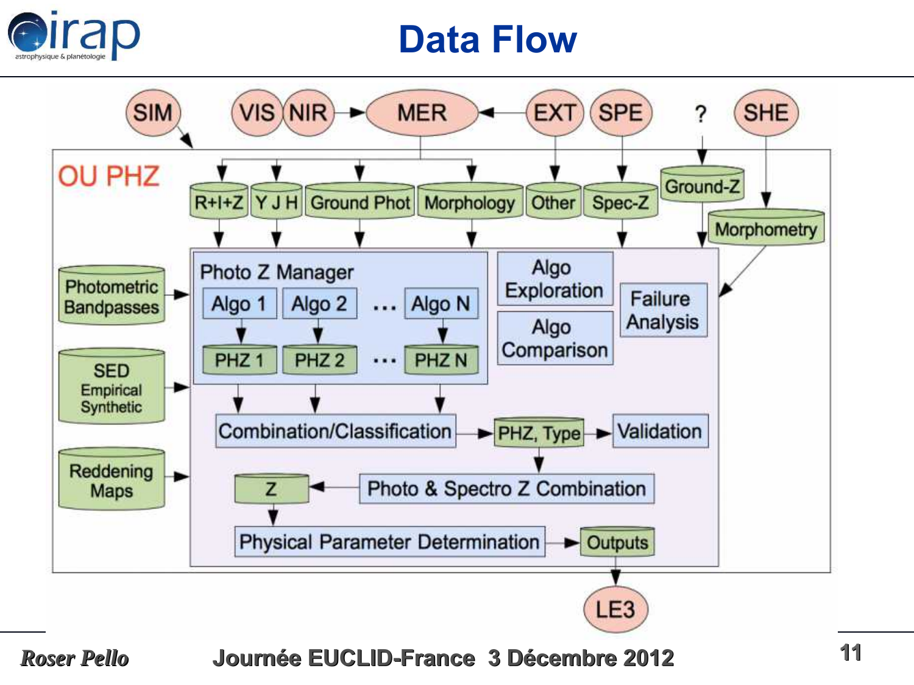# Data Flow

SIM

VIS NIR → MER ← EXT SPE ? SHE

OU PHZ

R+I+Z | Y J H | Ground Phot | Morphology | Other | Spec-Z | Ground-Z | Morphometry

Photometric Bandpasses

SED Empirical Synthetic

Reddening Maps

Photo Z Manager

Algo 1 → PHZ 1

Algo 2 → PHZ 2

...

Algo N → PHZ N

Algo Exploration

Algo Comparison

Failure Analysis

Combination/Classification → PHZ, Type → Validation

Photo & Spectro Z Combination → Z

Physical Parameter Determination → Outputs

LE3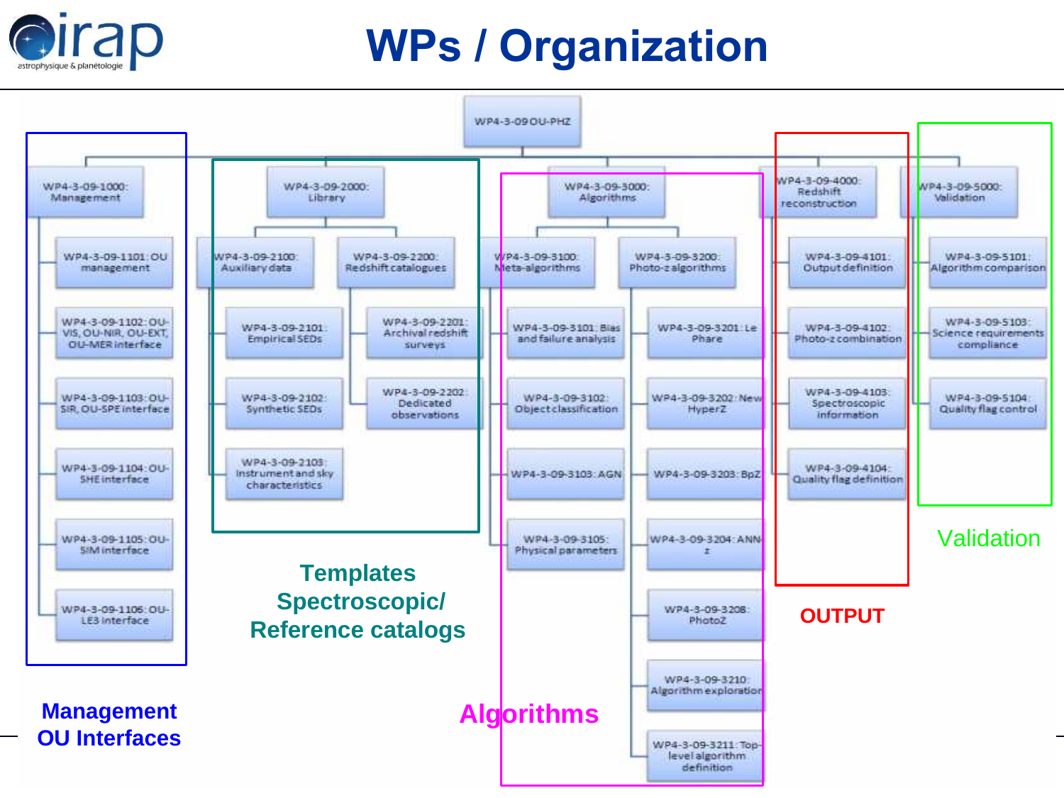# WPs / Organization

WP4-3-09 OU-PHZ

- WP4-3-09-1000: Management
  - WP4-3-09-1101: OU management
  - WP4-3-09-1102: OU-VIS, OU-NIR, OU-EXT, OU-MER interface
  - WP4-3-09-1103: OU-SIR, OU-SPE interface
  - WP4-3-09-1104: OU-SHE interface
  - WP4-3-09-1105: OU-SIM interface
  - WP4-3-09-1106: OU-LE3 interface
- WP4-3-09-2000: Library
  - WP4-3-09-2100: Auxiliary data
    - WP4-3-09-2101: Empirical SEDs
    - WP4-3-09-2102: Synthetic SEDs
    - WP4-3-09-2103: Instrument and sky characteristics
  - WP4-3-09-2200: Redshift catalogues
    - WP4-3-09-2201: Archival redshift surveys
    - WP4-3-09-2202: Dedicated observations
- WP4-3-09-3000: Algorithms
  - WP4-3-09-3100: Meta-algorithms
    - WP4-3-09-3101: Bias and failure analysis
    - WP4-3-09-3102: Object classification
    - WP4-3-09-3103: AGN
    - WP4-3-09-3105: Physical parameters
  - WP4-3-09-3200: Photo-z algorithms
    - WP4-3-09-3201: Le Phare
    - WP4-3-09-3202: New HyperZ
    - WP4-3-09-3203: BpZ
    - WP4-3-09-3204: ANNz
    - WP4-3-09-3208: PhotoZ
    - WP4-3-09-3210: Algorithm exploration
    - WP4-3-09-3211: Top-level algorithm definition
- WP4-3-09-4000: Redshift reconstruction
  - WP4-3-09-4101: Output definition
  - WP4-3-09-4102: Photo-z combination
  - WP4-3-09-4103: Spectroscopic information
  - WP4-3-09-4104: Quality flag definition
- WP4-3-09-5000: Validation
  - WP4-3-09-5101: Algorithm comparison
  - WP4-3-09-5103: Science requirements compliance
  - WP4-3-09-5104: Quality flag control

**Management OU Interfaces**

**Templates Spectroscopic/ Reference catalogs**

**Algorithms**

**OUTPUT**

Validation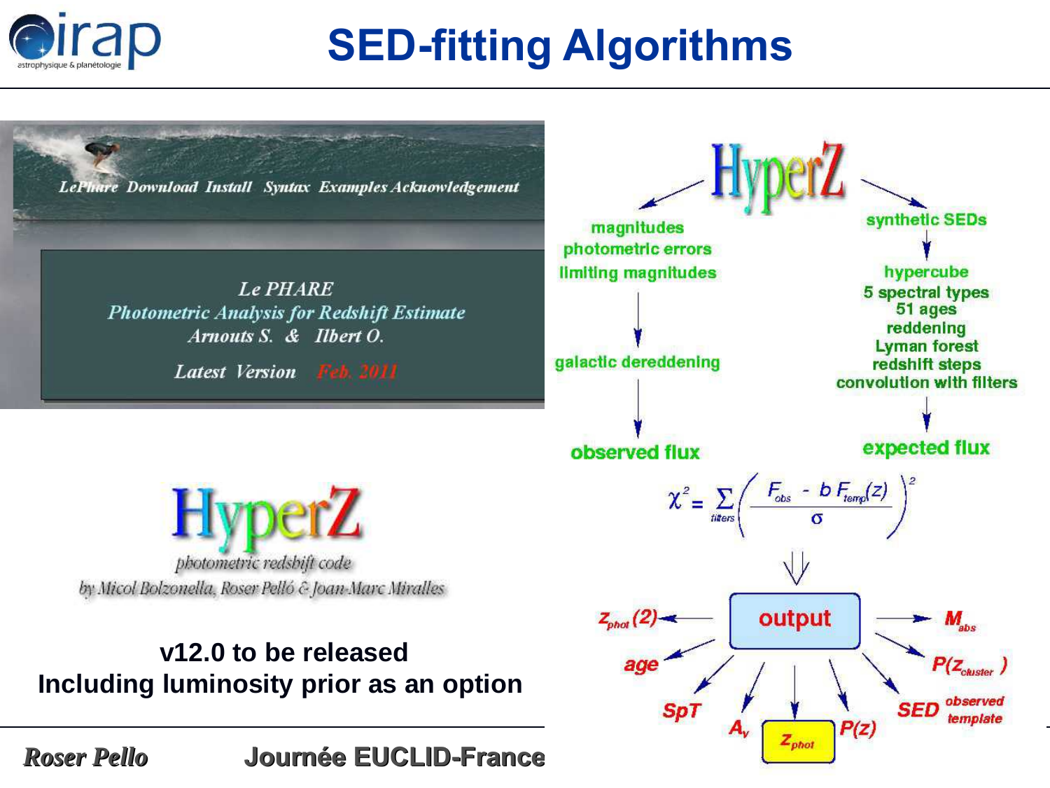# SED-fitting Algorithms

LePhare Download Install Syntax Examples Acknowledgement

*Le PHARE*
*Photometric Analysis for Redshift Estimate*
*Arnouts S. & Ilbert O.*

*Latest Version Feb. 2011*

HyperZ

*photometric redshift code*

*by Micol Bolzonella, Roser Pelló & Joan-Marc Miralles*

**v12.0 to be released**
**Including luminosity prior as an option**

HyperZ

- magnitudes
- photometric errors
- limiting magnitudes

↓ galactic dereddening

↓ observed flux

- synthetic SEDs

↓ hypercube

- 5 spectral types
- 51 ages
- reddening
- Lyman forest
- redshift steps
- convolution with filters

↓ expected flux

$$\chi^2 = \sum_{filters} \left( \frac{F_{obs} - b\, F_{templ}(z)}{\sigma} \right)^2$$

output: $z_{phot}(2)$, age, SpT, $A_v$, $z_{phot}$, $P(z)$, SED observed / template, $P(z_{cluster})$, $M_{abs}$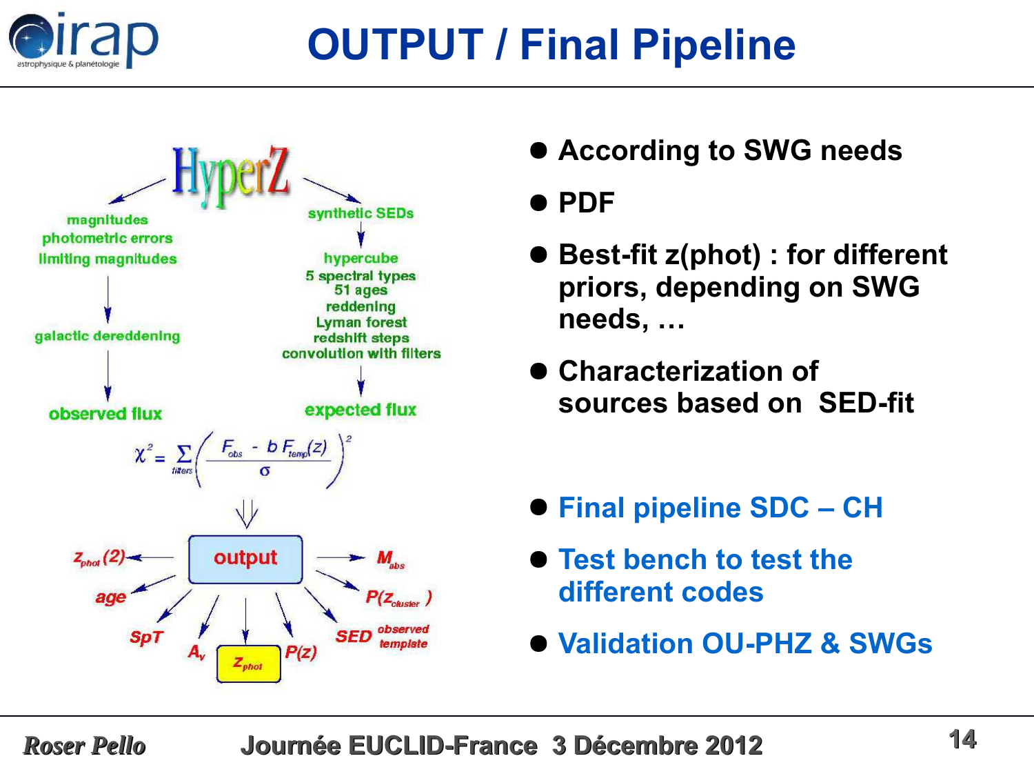# OUTPUT / Final Pipeline

HyperZ

magnitudes
photometric errors
limiting magnitudes

galactic dereddening

observed flux

synthetic SEDs

hypercube
5 spectral types
51 ages
reddening
Lyman forest
redshift steps
convolution with filters

expected flux

$$\chi^2 = \sum_{filters} \left( \frac{F_{obs} - b\, F_{templ}(z)}{\sigma} \right)^2$$

output

$z_{phot}(2)$, age, SpT, $A_V$, $z_{phot}$, $P(z)$, SED observed template, $P(z_{cluster})$, $M_{abs}$

- According to SWG needs
- PDF
- Best-fit z(phot) : for different priors, depending on SWG needs, …
- Characterization of sources based on SED-fit

- Final pipeline SDC – CH
- Test bench to test the different codes
- Validation OU-PHZ & SWGs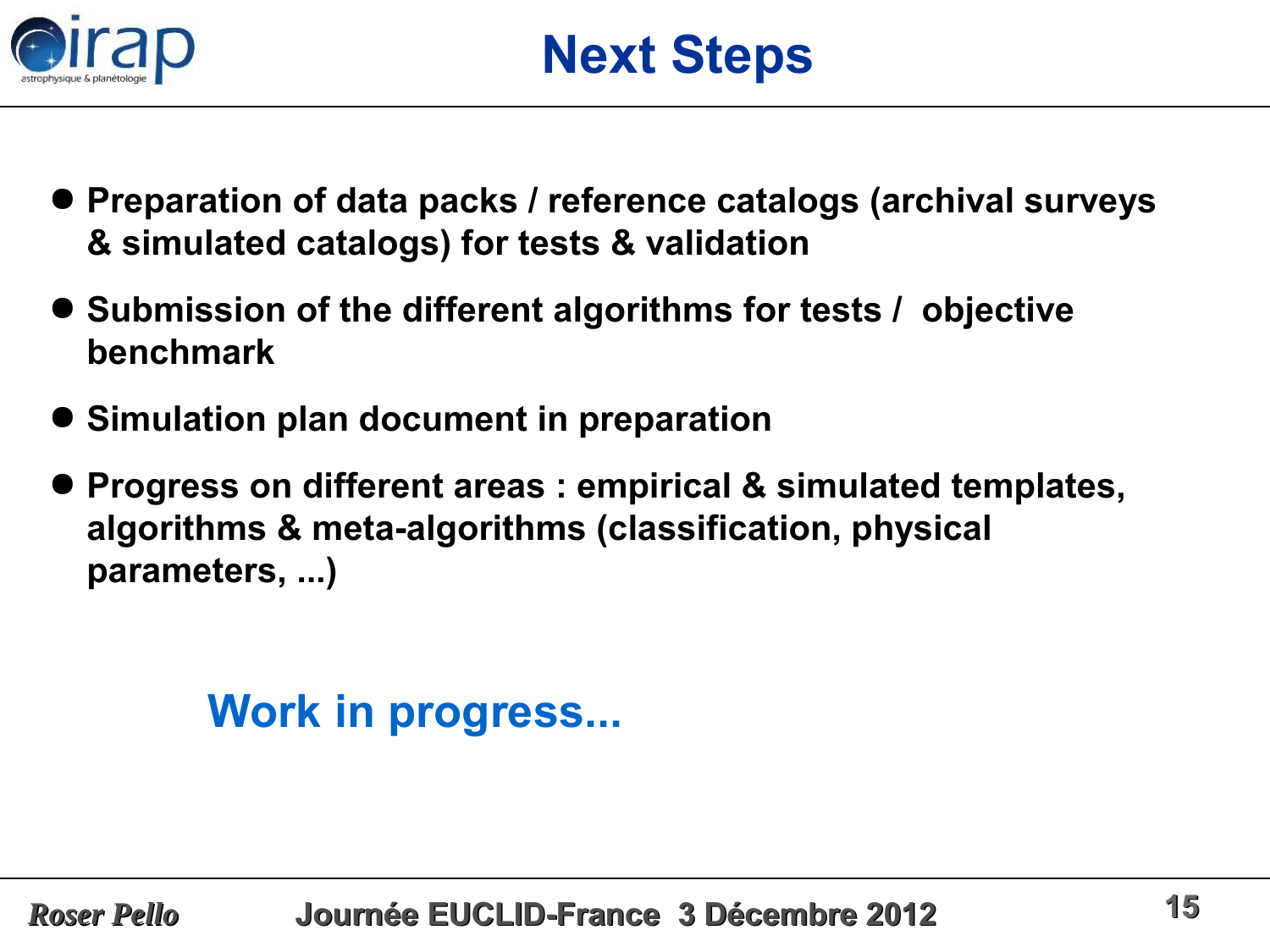# Next Steps

- Preparation of data packs / reference catalogs (archival surveys & simulated catalogs) for tests & validation
- Submission of the different algorithms for tests / objective benchmark
- Simulation plan document in preparation
- Progress on different areas : empirical & simulated templates, algorithms & meta-algorithms (classification, physical parameters, ...)

**Work in progress...**